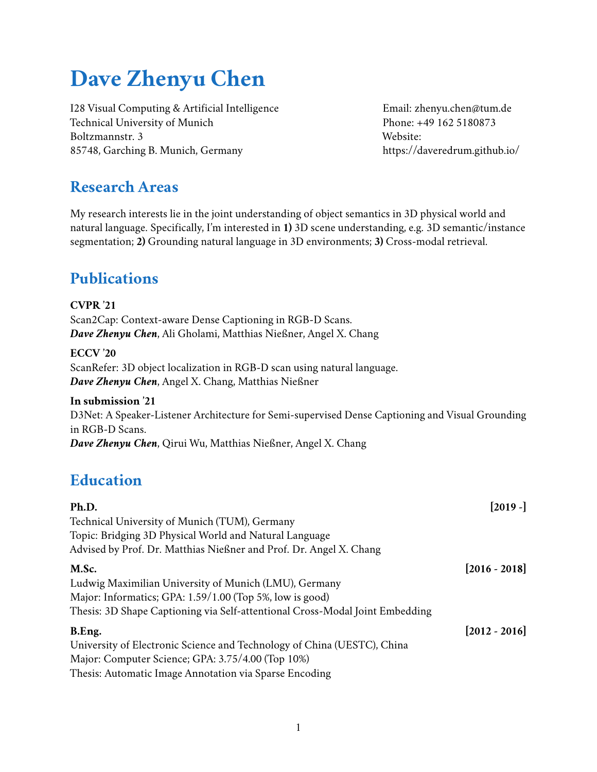# Dave Zhenyu Chen

I28 Visual Computing & Artificial Intelligence
Technical University of Munich
Boltzmannstr. 3
85748, Garching B. Munich, Germany

Email: zhenyu.chen@tum.de
Phone: +49 162 5180873
Website:
https://daveredrum.github.io/

## Research Areas

My research interests lie in the joint understanding of object semantics in 3D physical world and natural language. Specifically, I'm interested in **1)** 3D scene understanding, e.g. 3D semantic/instance segmentation; **2)** Grounding natural language in 3D environments; **3)** Cross-modal retrieval.

## Publications

**CVPR '21**
Scan2Cap: Context-aware Dense Captioning in RGB-D Scans.
***Dave Zhenyu Chen***, Ali Gholami, Matthias Nießner, Angel X. Chang

**ECCV '20**
ScanRefer: 3D object localization in RGB-D scan using natural language.
***Dave Zhenyu Chen***, Angel X. Chang, Matthias Nießner

**In submission '21**
D3Net: A Speaker-Listener Architecture for Semi-supervised Dense Captioning and Visual Grounding in RGB-D Scans.
***Dave Zhenyu Chen***, Qirui Wu, Matthias Nießner, Angel X. Chang

## Education

**Ph.D.** **[2019 -]**
Technical University of Munich (TUM), Germany
Topic: Bridging 3D Physical World and Natural Language
Advised by Prof. Dr. Matthias Nießner and Prof. Dr. Angel X. Chang

**M.Sc.** **[2016 - 2018]**
Ludwig Maximilian University of Munich (LMU), Germany
Major: Informatics; GPA: 1.59/1.00 (Top 5%, low is good)
Thesis: 3D Shape Captioning via Self-attentional Cross-Modal Joint Embedding

**B.Eng.** **[2012 - 2016]**
University of Electronic Science and Technology of China (UESTC), China
Major: Computer Science; GPA: 3.75/4.00 (Top 10%)
Thesis: Automatic Image Annotation via Sparse Encoding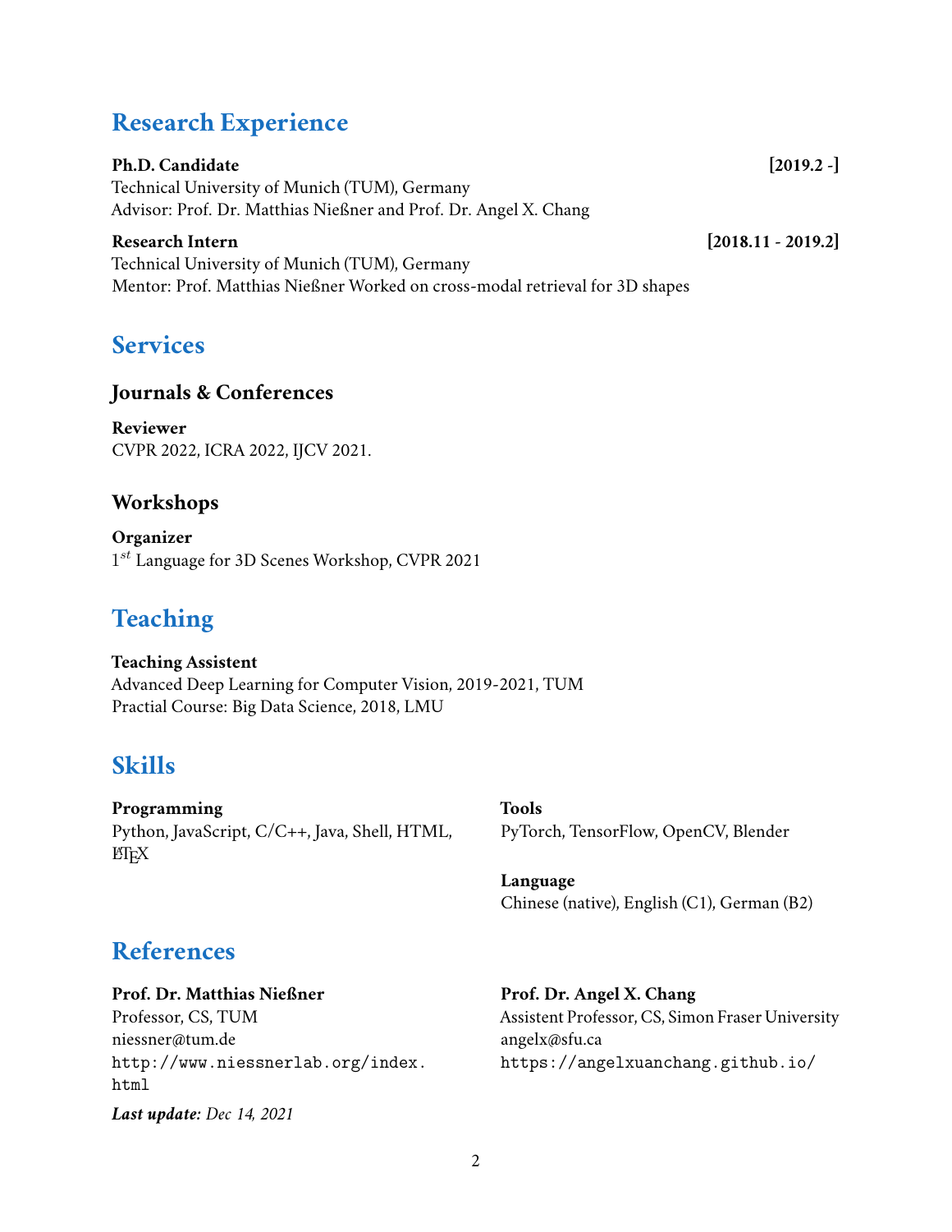## Research Experience

**Ph.D. Candidate** **[2019.2 -]**
Technical University of Munich (TUM), Germany
Advisor: Prof. Dr. Matthias Nießner and Prof. Dr. Angel X. Chang

**Research Intern** **[2018.11 - 2019.2]**
Technical University of Munich (TUM), Germany
Mentor: Prof. Matthias Nießner Worked on cross-modal retrieval for 3D shapes

## Services

### Journals & Conferences

**Reviewer**
CVPR 2022, ICRA 2022, IJCV 2021.

### Workshops

**Organizer**
$1^{st}$ Language for 3D Scenes Workshop, CVPR 2021

## Teaching

**Teaching Assistent**
Advanced Deep Learning for Computer Vision, 2019-2021, TUM
Practial Course: Big Data Science, 2018, LMU

## Skills

**Programming**
Python, JavaScript, C/C++, Java, Shell, HTML, LaTeX

**Tools**
PyTorch, TensorFlow, OpenCV, Blender

**Language**
Chinese (native), English (C1), German (B2)

## References

**Prof. Dr. Matthias Nießner**
Professor, CS, TUM
niessner@tum.de
`http://www.niessnerlab.org/index.html`

**Prof. Dr. Angel X. Chang**
Assistent Professor, CS, Simon Fraser University
angelx@sfu.ca
`https://angelxuanchang.github.io/`

***Last update:*** *Dec 14, 2021*